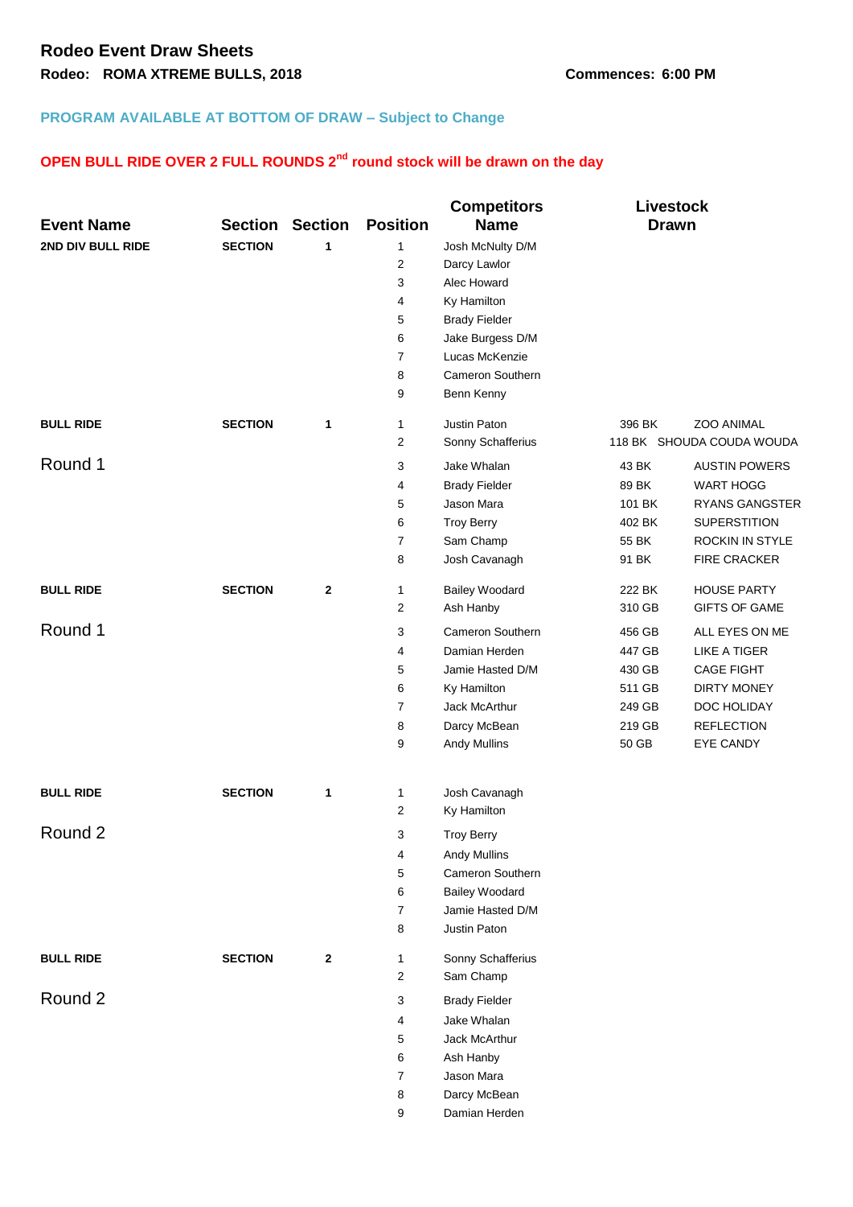# Rodeo Event Draw Sheets

**Rodeo: ROMA XTREME BULLS, 2018** **Commences: 6:00 PM**

**PROGRAM AVAILABLE AT BOTTOM OF DRAW – Subject to Change**

**OPEN BULL RIDE OVER 2 FULL ROUNDS 2nd round stock will be drawn on the day**

| Event Name | Section | Section | Position | Competitors Name | Livestock Drawn | |
|---|---|---|---|---|---|---|
| **2ND DIV BULL RIDE** | **SECTION** | **1** | 1 | Josh McNulty D/M | | |
| | | | 2 | Darcy Lawlor | | |
| | | | 3 | Alec Howard | | |
| | | | 4 | Ky Hamilton | | |
| | | | 5 | Brady Fielder | | |
| | | | 6 | Jake Burgess D/M | | |
| | | | 7 | Lucas McKenzie | | |
| | | | 8 | Cameron Southern | | |
| | | | 9 | Benn Kenny | | |
| **BULL RIDE** | **SECTION** | **1** | 1 | Justin Paton | 396 BK | ZOO ANIMAL |
| | | | 2 | Sonny Schafferius | 118 BK | SHOUDA COUDA WOUDA |
| Round 1 | | | 3 | Jake Whalan | 43 BK | AUSTIN POWERS |
| | | | 4 | Brady Fielder | 89 BK | WART HOGG |
| | | | 5 | Jason Mara | 101 BK | RYANS GANGSTER |
| | | | 6 | Troy Berry | 402 BK | SUPERSTITION |
| | | | 7 | Sam Champ | 55 BK | ROCKIN IN STYLE |
| | | | 8 | Josh Cavanagh | 91 BK | FIRE CRACKER |
| **BULL RIDE** | **SECTION** | **2** | 1 | Bailey Woodard | 222 BK | HOUSE PARTY |
| | | | 2 | Ash Hanby | 310 GB | GIFTS OF GAME |
| Round 1 | | | 3 | Cameron Southern | 456 GB | ALL EYES ON ME |
| | | | 4 | Damian Herden | 447 GB | LIKE A TIGER |
| | | | 5 | Jamie Hasted D/M | 430 GB | CAGE FIGHT |
| | | | 6 | Ky Hamilton | 511 GB | DIRTY MONEY |
| | | | 7 | Jack McArthur | 249 GB | DOC HOLIDAY |
| | | | 8 | Darcy McBean | 219 GB | REFLECTION |
| | | | 9 | Andy Mullins | 50 GB | EYE CANDY |
| **BULL RIDE** | **SECTION** | **1** | 1 | Josh Cavanagh | | |
| | | | 2 | Ky Hamilton | | |
| Round 2 | | | 3 | Troy Berry | | |
| | | | 4 | Andy Mullins | | |
| | | | 5 | Cameron Southern | | |
| | | | 6 | Bailey Woodard | | |
| | | | 7 | Jamie Hasted D/M | | |
| | | | 8 | Justin Paton | | |
| **BULL RIDE** | **SECTION** | **2** | 1 | Sonny Schafferius | | |
| | | | 2 | Sam Champ | | |
| Round 2 | | | 3 | Brady Fielder | | |
| | | | 4 | Jake Whalan | | |
| | | | 5 | Jack McArthur | | |
| | | | 6 | Ash Hanby | | |
| | | | 7 | Jason Mara | | |
| | | | 8 | Darcy McBean | | |
| | | | 9 | Damian Herden | | |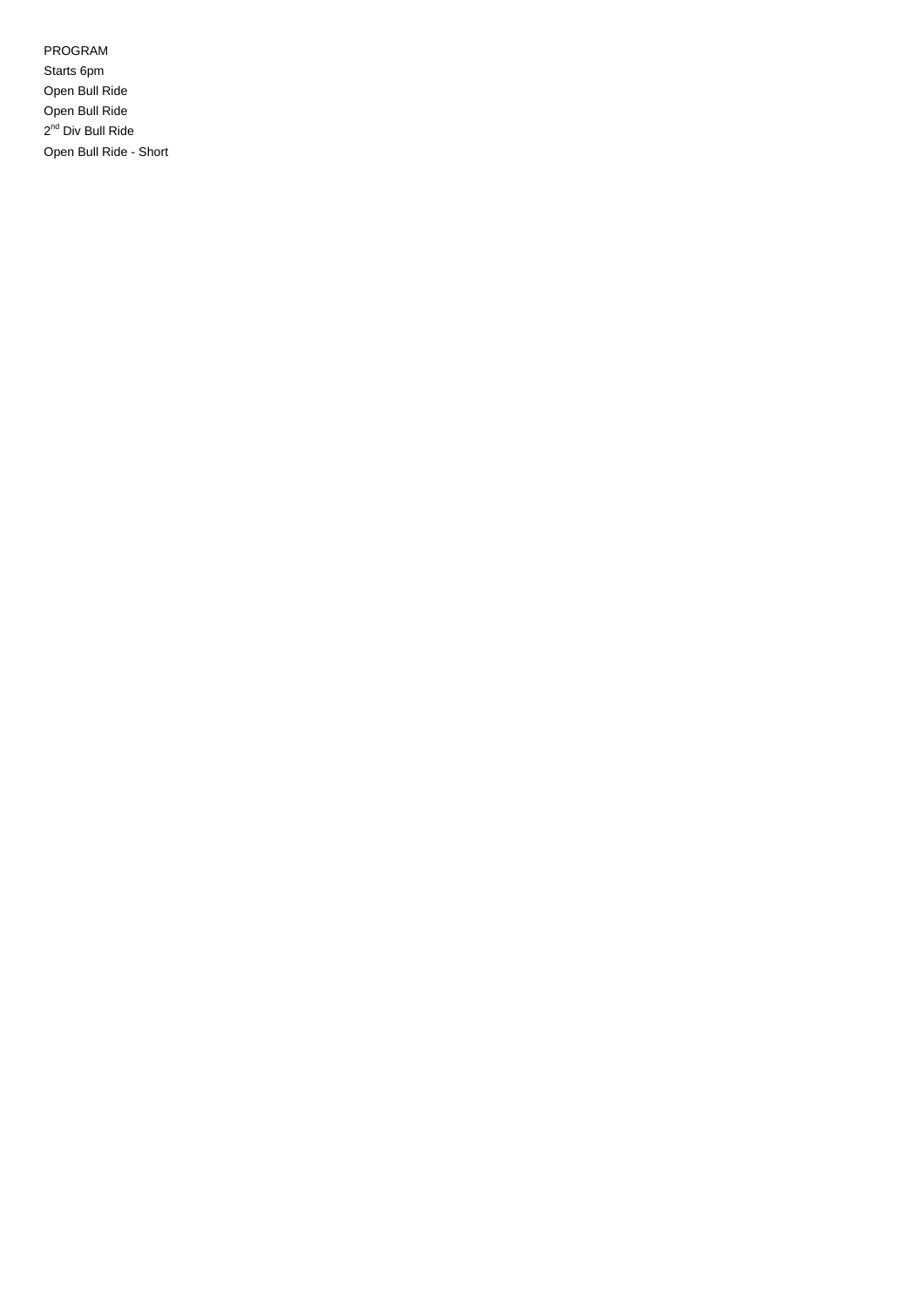PROGRAM

Starts 6pm

Open Bull Ride

Open Bull Ride

2nd Div Bull Ride

Open Bull Ride - Short